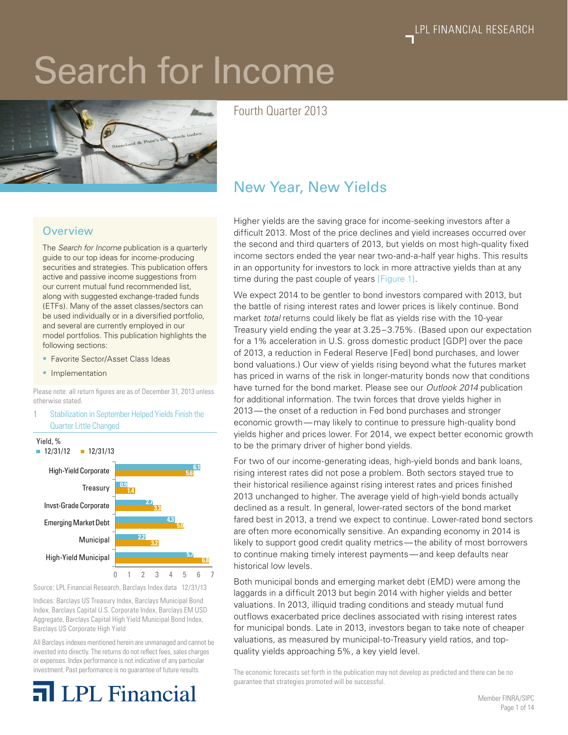# Search for Income

Fourth Quarter 2013

## New Year, New Yields

Higher yields are the saving grace for income-seeking investors after a difficult 2013. Most of the price declines and yield increases occurred over the second and third quarters of 2013, but yields on most high-quality fixed income sectors ended the year near two-and-a-half year highs. This results in an opportunity for investors to lock in more attractive yields than at any time during the past couple of years [Figure 1].

We expect 2014 to be gentler to bond investors compared with 2013, but the battle of rising interest rates and lower prices is likely continue. Bond market *total* returns could likely be flat as yields rise with the 10-year Treasury yield ending the year at 3.25–3.75%. (Based upon our expectation for a 1% acceleration in U.S. gross domestic product [GDP] over the pace of 2013, a reduction in Federal Reserve [Fed] bond purchases, and lower bond valuations.) Our view of yields rising beyond what the futures market has priced in warns of the risk in longer-maturity bonds now that conditions have turned for the bond market. Please see our *Outlook 2014* publication for additional information. The twin forces that drove yields higher in 2013—the onset of a reduction in Fed bond purchases and stronger economic growth—may likely to continue to pressure high-quality bond yields higher and prices lower. For 2014, we expect better economic growth to be the primary driver of higher bond yields.

For two of our income-generating ideas, high-yield bonds and bank loans, rising interest rates did not pose a problem. Both sectors stayed true to their historical resilience against rising interest rates and prices finished 2013 unchanged to higher. The average yield of high-yield bonds actually declined as a result. In general, lower-rated sectors of the bond market fared best in 2013, a trend we expect to continue. Lower-rated bond sectors are often more economically sensitive. An expanding economy in 2014 is likely to support good credit quality metrics—the ability of most borrowers to continue making timely interest payments—and keep defaults near historical low levels.

Both municipal bonds and emerging market debt (EMD) were among the laggards in a difficult 2013 but begin 2014 with higher yields and better valuations. In 2013, illiquid trading conditions and steady mutual fund outflows exacerbated price declines associated with rising interest rates for municipal bonds. Late in 2013, investors began to take note of cheaper valuations, as measured by municipal-to-Treasury yield ratios, and top-quality yields approaching 5%, a key yield level.

The economic forecasts set forth in the publication may not develop as predicted and there can be no guarantee that strategies promoted will be successful.

### Overview

The *Search for Income* publication is a quarterly guide to our top ideas for income-producing securities and strategies. This publication offers active and passive income suggestions from our current mutual fund recommended list, along with suggested exchange-traded funds (ETFs). Many of the asset classes/sectors can be used individually or in a diversified portfolio, and several are currently employed in our model portfolios. This publication highlights the following sections:

- Favorite Sector/Asset Class Ideas
- Implementation

Please note: all return figures are as of December 31, 2013 unless otherwise stated.

**1 Stabilization in September Helped Yields Finish the Quarter Little Changed**

Yield, %

| | 12/31/12 | 12/31/13 |
|---|---|---|
| High-Yield Corporate | 6.1 | 5.6 |
| Treasury | 0.9 | 1.4 |
| Invst-Grade Corporate | 2.7 | 3.3 |
| Emerging Market Debt | 4.3 | 5.0 |
| Municipal | 2.2 | 3.2 |
| High-Yield Municipal | 5.7 | 6.8 |

Source: LPL Financial Research, Barclays Index data 12/31/13

Indices: Barclays US Treasury Index, Barclays Municipal Bond Index, Barclays Capital U.S. Corporate Index, Barclays EM USD Aggregate, Barclays Capital High Yield Municipal Bond Index, Barclays US Corporate High Yield

All Barclays indexes mentioned herein are unmanaged and cannot be invested into directly. The returns do not reflect fees, sales charges or expenses. Index performance is not indicative of any particular investment. Past performance is no guarantee of future results.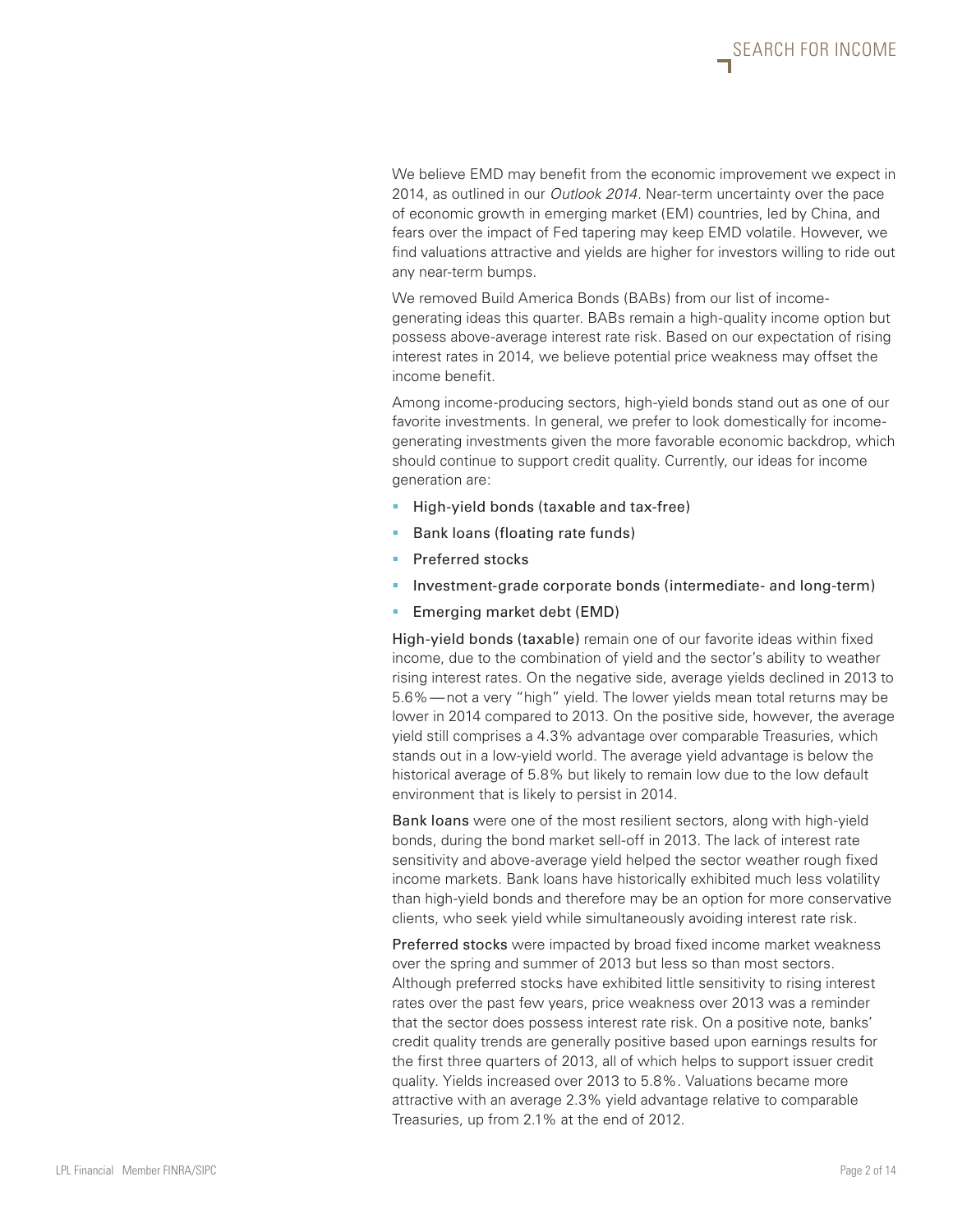We believe EMD may benefit from the economic improvement we expect in 2014, as outlined in our *Outlook 2014*. Near-term uncertainty over the pace of economic growth in emerging market (EM) countries, led by China, and fears over the impact of Fed tapering may keep EMD volatile. However, we find valuations attractive and yields are higher for investors willing to ride out any near-term bumps.

We removed Build America Bonds (BABs) from our list of income-generating ideas this quarter. BABs remain a high-quality income option but possess above-average interest rate risk. Based on our expectation of rising interest rates in 2014, we believe potential price weakness may offset the income benefit.

Among income-producing sectors, high-yield bonds stand out as one of our favorite investments. In general, we prefer to look domestically for income-generating investments given the more favorable economic backdrop, which should continue to support credit quality. Currently, our ideas for income generation are:

- High-yield bonds (taxable and tax-free)
- Bank loans (floating rate funds)
- Preferred stocks
- Investment-grade corporate bonds (intermediate- and long-term)
- Emerging market debt (EMD)

**High-yield bonds (taxable)** remain one of our favorite ideas within fixed income, due to the combination of yield and the sector's ability to weather rising interest rates. On the negative side, average yields declined in 2013 to 5.6% — not a very "high" yield. The lower yields mean total returns may be lower in 2014 compared to 2013. On the positive side, however, the average yield still comprises a 4.3% advantage over comparable Treasuries, which stands out in a low-yield world. The average yield advantage is below the historical average of 5.8% but likely to remain low due to the low default environment that is likely to persist in 2014.

**Bank loans** were one of the most resilient sectors, along with high-yield bonds, during the bond market sell-off in 2013. The lack of interest rate sensitivity and above-average yield helped the sector weather rough fixed income markets. Bank loans have historically exhibited much less volatility than high-yield bonds and therefore may be an option for more conservative clients, who seek yield while simultaneously avoiding interest rate risk.

**Preferred stocks** were impacted by broad fixed income market weakness over the spring and summer of 2013 but less so than most sectors. Although preferred stocks have exhibited little sensitivity to rising interest rates over the past few years, price weakness over 2013 was a reminder that the sector does possess interest rate risk. On a positive note, banks' credit quality trends are generally positive based upon earnings results for the first three quarters of 2013, all of which helps to support issuer credit quality. Yields increased over 2013 to 5.8%. Valuations became more attractive with an average 2.3% yield advantage relative to comparable Treasuries, up from 2.1% at the end of 2012.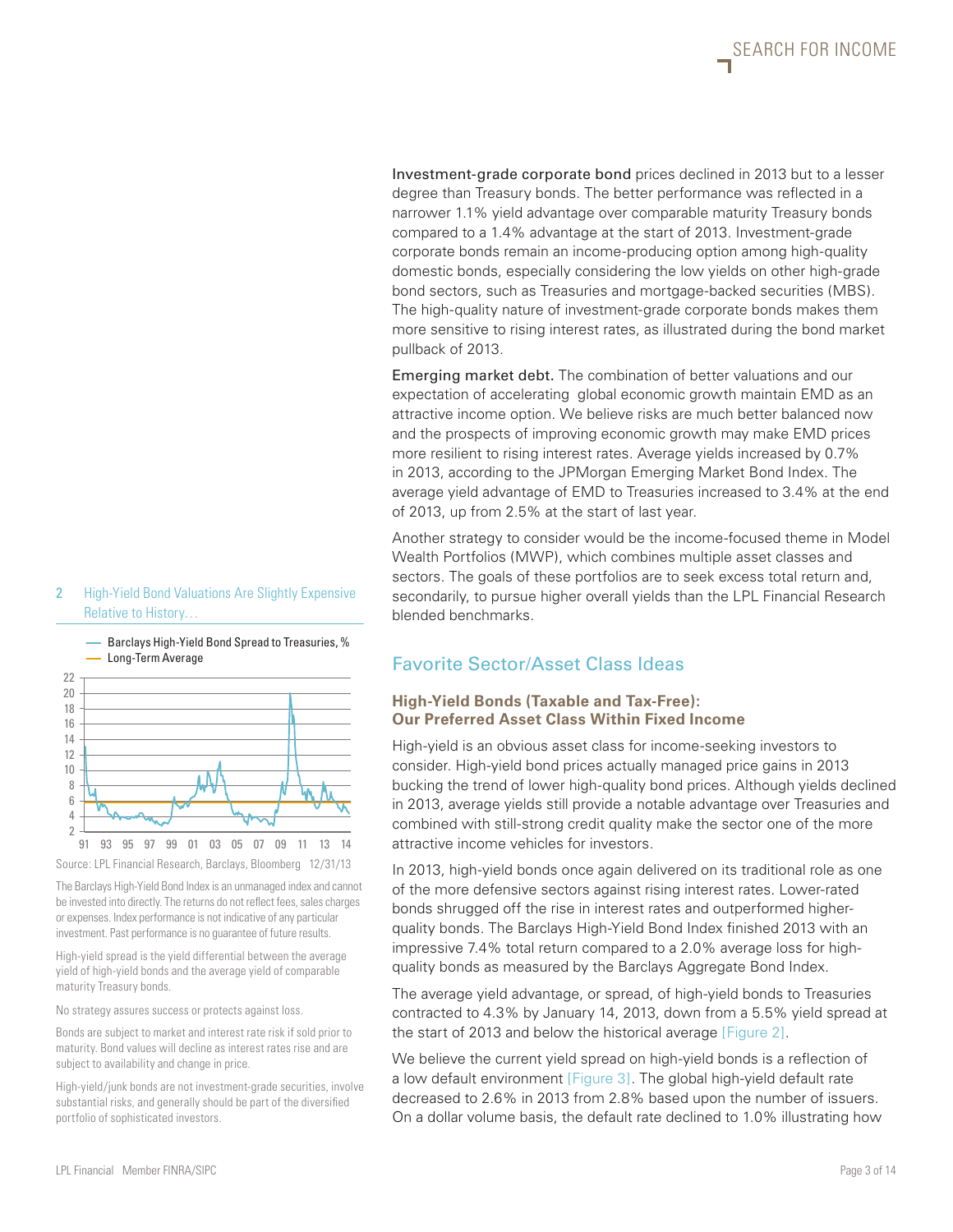Investment-grade corporate bond prices declined in 2013 but to a lesser degree than Treasury bonds. The better performance was reflected in a narrower 1.1% yield advantage over comparable maturity Treasury bonds compared to a 1.4% advantage at the start of 2013. Investment-grade corporate bonds remain an income-producing option among high-quality domestic bonds, especially considering the low yields on other high-grade bond sectors, such as Treasuries and mortgage-backed securities (MBS). The high-quality nature of investment-grade corporate bonds makes them more sensitive to rising interest rates, as illustrated during the bond market pullback of 2013.

Emerging market debt. The combination of better valuations and our expectation of accelerating global economic growth maintain EMD as an attractive income option. We believe risks are much better balanced now and the prospects of improving economic growth may make EMD prices more resilient to rising interest rates. Average yields increased by 0.7% in 2013, according to the JPMorgan Emerging Market Bond Index. The average yield advantage of EMD to Treasuries increased to 3.4% at the end of 2013, up from 2.5% at the start of last year.

Another strategy to consider would be the income-focused theme in Model Wealth Portfolios (MWP), which combines multiple asset classes and sectors. The goals of these portfolios are to seek excess total return and, secondarily, to pursue higher overall yields than the LPL Financial Research blended benchmarks.

## Favorite Sector/Asset Class Ideas

### High-Yield Bonds (Taxable and Tax-Free): Our Preferred Asset Class Within Fixed Income

High-yield is an obvious asset class for income-seeking investors to consider. High-yield bond prices actually managed price gains in 2013 bucking the trend of lower high-quality bond prices. Although yields declined in 2013, average yields still provide a notable advantage over Treasuries and combined with still-strong credit quality make the sector one of the more attractive income vehicles for investors.

In 2013, high-yield bonds once again delivered on its traditional role as one of the more defensive sectors against rising interest rates. Lower-rated bonds shrugged off the rise in interest rates and outperformed higher-quality bonds. The Barclays High-Yield Bond Index finished 2013 with an impressive 7.4% total return compared to a 2.0% average loss for high-quality bonds as measured by the Barclays Aggregate Bond Index.

The average yield advantage, or spread, of high-yield bonds to Treasuries contracted to 4.3% by January 14, 2013, down from a 5.5% yield spread at the start of 2013 and below the historical average [Figure 2].

We believe the current yield spread on high-yield bonds is a reflection of a low default environment [Figure 3]. The global high-yield default rate decreased to 2.6% in 2013 from 2.8% based upon the number of issuers. On a dollar volume basis, the default rate declined to 1.0% illustrating how

**2 High-Yield Bond Valuations Are Slightly Expensive Relative to History…**

— Barclays High-Yield Bond Spread to Treasuries, %
— Long-Term Average

Source: LPL Financial Research, Barclays, Bloomberg 12/31/13

The Barclays High-Yield Bond Index is an unmanaged index and cannot be invested into directly. The returns do not reflect fees, sales charges or expenses. Index performance is not indicative of any particular investment. Past performance is no guarantee of future results.

High-yield spread is the yield differential between the average yield of high-yield bonds and the average yield of comparable maturity Treasury bonds.

No strategy assures success or protects against loss.

Bonds are subject to market and interest rate risk if sold prior to maturity. Bond values will decline as interest rates rise and are subject to availability and change in price.

High-yield/junk bonds are not investment-grade securities, involve substantial risks, and generally should be part of the diversified portfolio of sophisticated investors.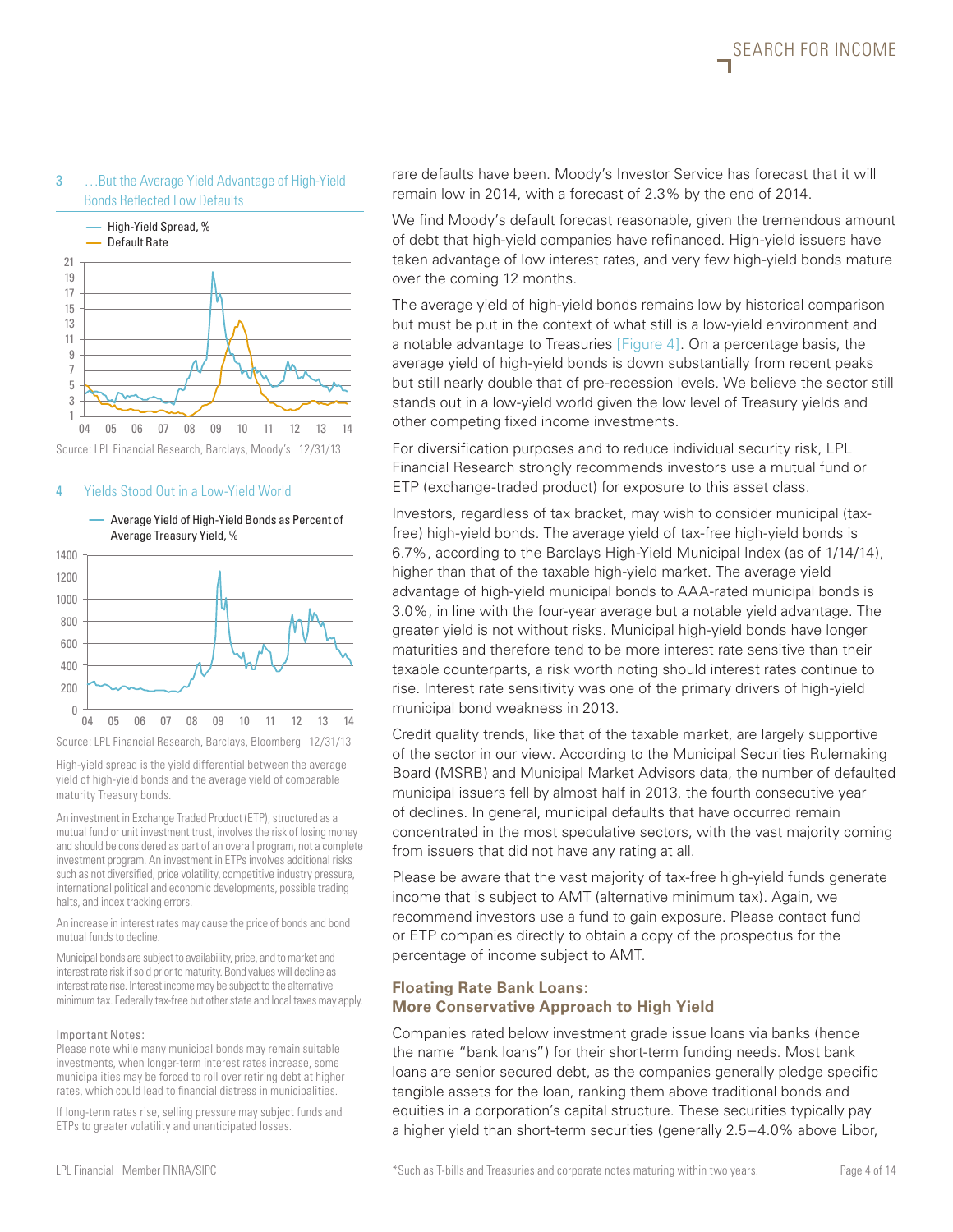### 3 …But the Average Yield Advantage of High-Yield Bonds Reflected Low Defaults

Source: LPL Financial Research, Barclays, Moody's 12/31/13

### 4 Yields Stood Out in a Low-Yield World

Source: LPL Financial Research, Barclays, Bloomberg 12/31/13

High-yield spread is the yield differential between the average yield of high-yield bonds and the average yield of comparable maturity Treasury bonds.

An investment in Exchange Traded Product (ETP), structured as a mutual fund or unit investment trust, involves the risk of losing money and should be considered as part of an overall program, not a complete investment program. An investment in ETPs involves additional risks such as not diversified, price volatility, competitive industry pressure, international political and economic developments, possible trading halts, and index tracking errors.

An increase in interest rates may cause the price of bonds and bond mutual funds to decline.

Municipal bonds are subject to availability, price, and to market and interest rate risk if sold prior to maturity. Bond values will decline as interest rate rise. Interest income may be subject to the alternative minimum tax. Federally tax-free but other state and local taxes may apply.

Important Notes:
Please note while many municipal bonds may remain suitable investments, when longer-term interest rates increase, some municipalities may be forced to roll over retiring debt at higher rates, which could lead to financial distress in municipalities.

If long-term rates rise, selling pressure may subject funds and ETPs to greater volatility and unanticipated losses.

rare defaults have been. Moody's Investor Service has forecast that it will remain low in 2014, with a forecast of 2.3% by the end of 2014.

We find Moody's default forecast reasonable, given the tremendous amount of debt that high-yield companies have refinanced. High-yield issuers have taken advantage of low interest rates, and very few high-yield bonds mature over the coming 12 months.

The average yield of high-yield bonds remains low by historical comparison but must be put in the context of what still is a low-yield environment and a notable advantage to Treasuries [Figure 4]. On a percentage basis, the average yield of high-yield bonds is down substantially from recent peaks but still nearly double that of pre-recession levels. We believe the sector still stands out in a low-yield world given the low level of Treasury yields and other competing fixed income investments.

For diversification purposes and to reduce individual security risk, LPL Financial Research strongly recommends investors use a mutual fund or ETP (exchange-traded product) for exposure to this asset class.

Investors, regardless of tax bracket, may wish to consider municipal (tax-free) high-yield bonds. The average yield of tax-free high-yield bonds is 6.7%, according to the Barclays High-Yield Municipal Index (as of 1/14/14), higher than that of the taxable high-yield market. The average yield advantage of high-yield municipal bonds to AAA-rated municipal bonds is 3.0%, in line with the four-year average but a notable yield advantage. The greater yield is not without risks. Municipal high-yield bonds have longer maturities and therefore tend to be more interest rate sensitive than their taxable counterparts, a risk worth noting should interest rates continue to rise. Interest rate sensitivity was one of the primary drivers of high-yield municipal bond weakness in 2013.

Credit quality trends, like that of the taxable market, are largely supportive of the sector in our view. According to the Municipal Securities Rulemaking Board (MSRB) and Municipal Market Advisors data, the number of defaulted municipal issuers fell by almost half in 2013, the fourth consecutive year of declines. In general, municipal defaults that have occurred remain concentrated in the most speculative sectors, with the vast majority coming from issuers that did not have any rating at all.

Please be aware that the vast majority of tax-free high-yield funds generate income that is subject to AMT (alternative minimum tax). Again, we recommend investors use a fund to gain exposure. Please contact fund or ETP companies directly to obtain a copy of the prospectus for the percentage of income subject to AMT.

## Floating Rate Bank Loans: More Conservative Approach to High Yield

Companies rated below investment grade issue loans via banks (hence the name "bank loans") for their short-term funding needs. Most bank loans are senior secured debt, as the companies generally pledge specific tangible assets for the loan, ranking them above traditional bonds and equities in a corporation's capital structure. These securities typically pay a higher yield than short-term securities (generally 2.5–4.0% above Libor,

*Such as T-bills and Treasuries and corporate notes maturing within two years.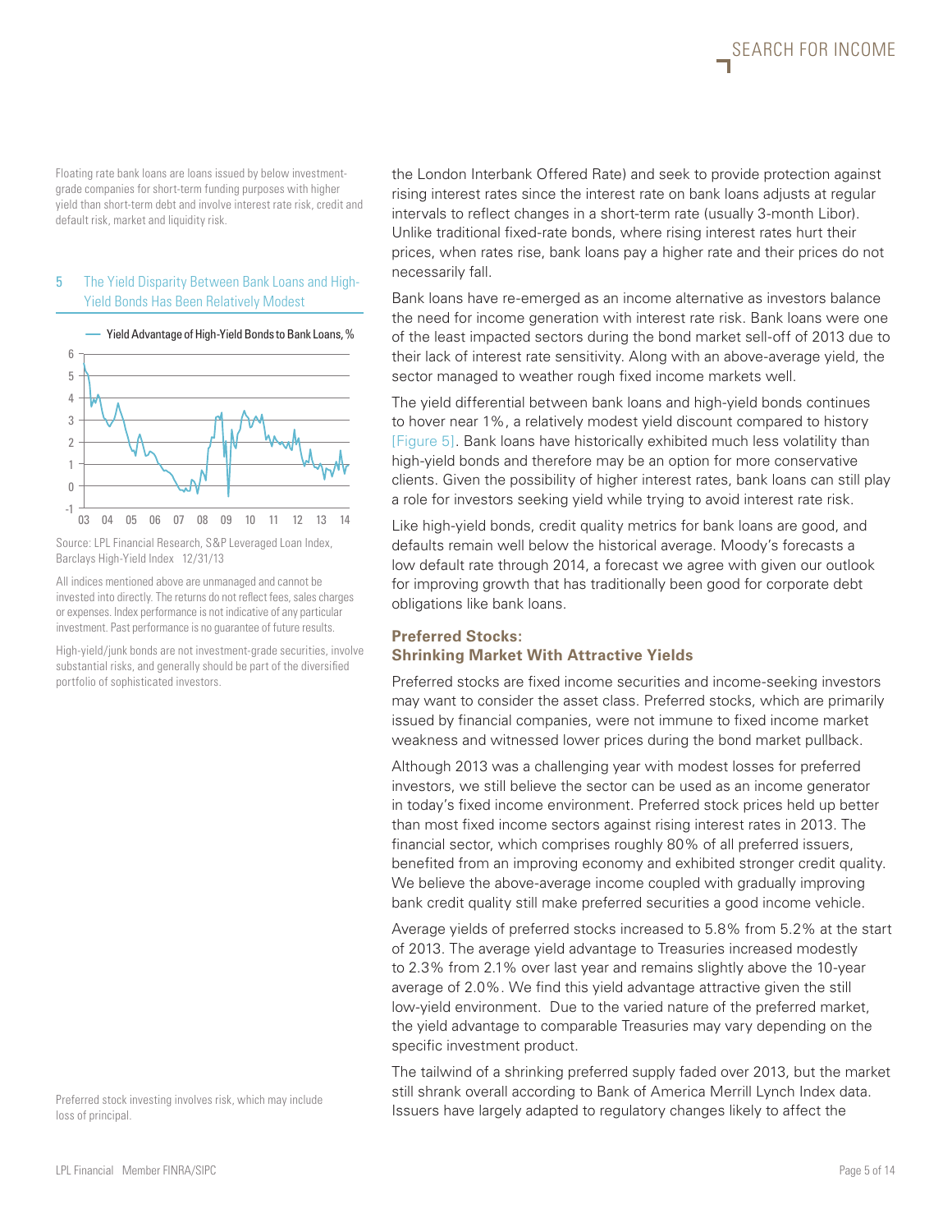Floating rate bank loans are loans issued by below investment-grade companies for short-term funding purposes with higher yield than short-term debt and involve interest rate risk, credit and default risk, market and liquidity risk.

5 The Yield Disparity Between Bank Loans and High-Yield Bonds Has Been Relatively Modest

Yield Advantage of High-Yield Bonds to Bank Loans, %

Source: LPL Financial Research, S&P Leveraged Loan Index, Barclays High-Yield Index 12/31/13

All indices mentioned above are unmanaged and cannot be invested into directly. The returns do not reflect fees, sales charges or expenses. Index performance is not indicative of any particular investment. Past performance is no guarantee of future results.

High-yield/junk bonds are not investment-grade securities, involve substantial risks, and generally should be part of the diversified portfolio of sophisticated investors.

Preferred stock investing involves risk, which may include loss of principal.

the London Interbank Offered Rate) and seek to provide protection against rising interest rates since the interest rate on bank loans adjusts at regular intervals to reflect changes in a short-term rate (usually 3-month Libor). Unlike traditional fixed-rate bonds, where rising interest rates hurt their prices, when rates rise, bank loans pay a higher rate and their prices do not necessarily fall.

Bank loans have re-emerged as an income alternative as investors balance the need for income generation with interest rate risk. Bank loans were one of the least impacted sectors during the bond market sell-off of 2013 due to their lack of interest rate sensitivity. Along with an above-average yield, the sector managed to weather rough fixed income markets well.

The yield differential between bank loans and high-yield bonds continues to hover near 1%, a relatively modest yield discount compared to history [Figure 5]. Bank loans have historically exhibited much less volatility than high-yield bonds and therefore may be an option for more conservative clients. Given the possibility of higher interest rates, bank loans can still play a role for investors seeking yield while trying to avoid interest rate risk.

Like high-yield bonds, credit quality metrics for bank loans are good, and defaults remain well below the historical average. Moody's forecasts a low default rate through 2014, a forecast we agree with given our outlook for improving growth that has traditionally been good for corporate debt obligations like bank loans.

### Preferred Stocks: Shrinking Market With Attractive Yields

Preferred stocks are fixed income securities and income-seeking investors may want to consider the asset class. Preferred stocks, which are primarily issued by financial companies, were not immune to fixed income market weakness and witnessed lower prices during the bond market pullback.

Although 2013 was a challenging year with modest losses for preferred investors, we still believe the sector can be used as an income generator in today's fixed income environment. Preferred stock prices held up better than most fixed income sectors against rising interest rates in 2013. The financial sector, which comprises roughly 80% of all preferred issuers, benefited from an improving economy and exhibited stronger credit quality. We believe the above-average income coupled with gradually improving bank credit quality still make preferred securities a good income vehicle.

Average yields of preferred stocks increased to 5.8% from 5.2% at the start of 2013. The average yield advantage to Treasuries increased modestly to 2.3% from 2.1% over last year and remains slightly above the 10-year average of 2.0%. We find this yield advantage attractive given the still low-yield environment. Due to the varied nature of the preferred market, the yield advantage to comparable Treasuries may vary depending on the specific investment product.

The tailwind of a shrinking preferred supply faded over 2013, but the market still shrank overall according to Bank of America Merrill Lynch Index data. Issuers have largely adapted to regulatory changes likely to affect the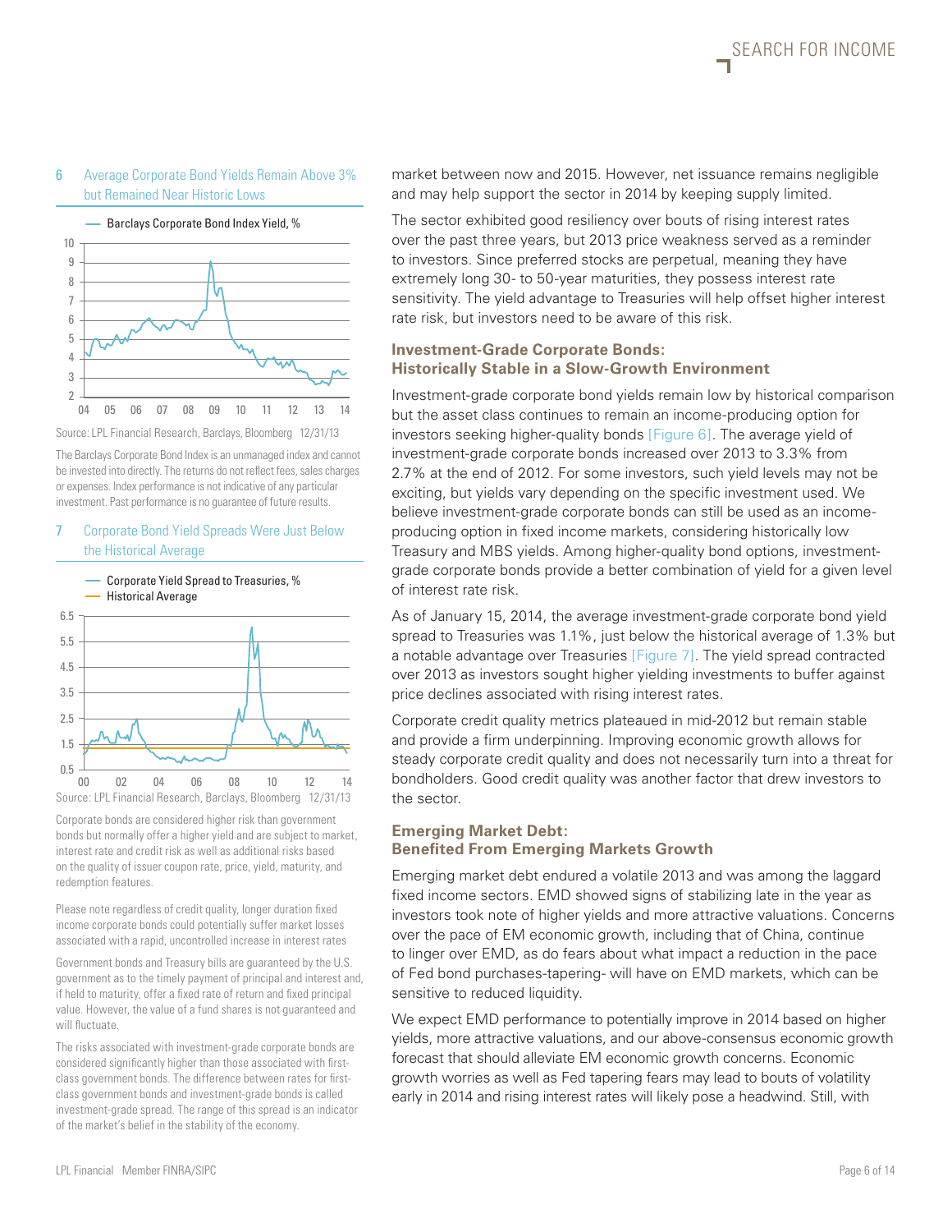## 6 Average Corporate Bond Yields Remain Above 3% but Remained Near Historic Lows

— Barclays Corporate Bond Index Yield, %

Source: LPL Financial Research, Barclays, Bloomberg 12/31/13

The Barclays Corporate Bond Index is an unmanaged index and cannot be invested into directly. The returns do not reflect fees, sales charges or expenses. Index performance is not indicative of any particular investment. Past performance is no guarantee of future results.

## 7 Corporate Bond Yield Spreads Were Just Below the Historical Average

— Corporate Yield Spread to Treasuries, %
— Historical Average

Source: LPL Financial Research, Barclays, Bloomberg 12/31/13

Corporate bonds are considered higher risk than government bonds but normally offer a higher yield and are subject to market, interest rate and credit risk as well as additional risks based on the quality of issuer coupon rate, price, yield, maturity, and redemption features.

Please note regardless of credit quality, longer duration fixed income corporate bonds could potentially suffer market losses associated with a rapid, uncontrolled increase in interest rates

Government bonds and Treasury bills are guaranteed by the U.S. government as to the timely payment of principal and interest and, if held to maturity, offer a fixed rate of return and fixed principal value. However, the value of a fund shares is not guaranteed and will fluctuate.

The risks associated with investment-grade corporate bonds are considered significantly higher than those associated with first-class government bonds. The difference between rates for first-class government bonds and investment-grade bonds is called investment-grade spread. The range of this spread is an indicator of the market's belief in the stability of the economy.

market between now and 2015. However, net issuance remains negligible and may help support the sector in 2014 by keeping supply limited.

The sector exhibited good resiliency over bouts of rising interest rates over the past three years, but 2013 price weakness served as a reminder to investors. Since preferred stocks are perpetual, meaning they have extremely long 30- to 50-year maturities, they possess interest rate sensitivity. The yield advantage to Treasuries will help offset higher interest rate risk, but investors need to be aware of this risk.

### Investment-Grade Corporate Bonds: Historically Stable in a Slow-Growth Environment

Investment-grade corporate bond yields remain low by historical comparison but the asset class continues to remain an income-producing option for investors seeking higher-quality bonds [Figure 6]. The average yield of investment-grade corporate bonds increased over 2013 to 3.3% from 2.7% at the end of 2012. For some investors, such yield levels may not be exciting, but yields vary depending on the specific investment used. We believe investment-grade corporate bonds can still be used as an income-producing option in fixed income markets, considering historically low Treasury and MBS yields. Among higher-quality bond options, investment-grade corporate bonds provide a better combination of yield for a given level of interest rate risk.

As of January 15, 2014, the average investment-grade corporate bond yield spread to Treasuries was 1.1%, just below the historical average of 1.3% but a notable advantage over Treasuries [Figure 7]. The yield spread contracted over 2013 as investors sought higher yielding investments to buffer against price declines associated with rising interest rates.

Corporate credit quality metrics plateaued in mid-2012 but remain stable and provide a firm underpinning. Improving economic growth allows for steady corporate credit quality and does not necessarily turn into a threat for bondholders. Good credit quality was another factor that drew investors to the sector.

### Emerging Market Debt: Benefited From Emerging Markets Growth

Emerging market debt endured a volatile 2013 and was among the laggard fixed income sectors. EMD showed signs of stabilizing late in the year as investors took note of higher yields and more attractive valuations. Concerns over the pace of EM economic growth, including that of China, continue to linger over EMD, as do fears about what impact a reduction in the pace of Fed bond purchases-tapering- will have on EMD markets, which can be sensitive to reduced liquidity.

We expect EMD performance to potentially improve in 2014 based on higher yields, more attractive valuations, and our above-consensus economic growth forecast that should alleviate EM economic growth concerns. Economic growth worries as well as Fed tapering fears may lead to bouts of volatility early in 2014 and rising interest rates will likely pose a headwind. Still, with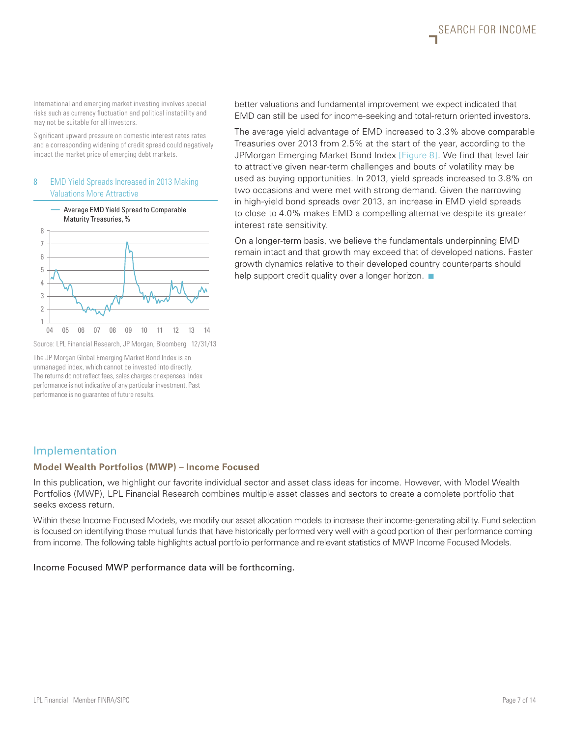International and emerging market investing involves special risks such as currency fluctuation and political instability and may not be suitable for all investors.

Significant upward pressure on domestic interest rates rates and a corresponding widening of credit spread could negatively impact the market price of emerging debt markets.

8 EMD Yield Spreads Increased in 2013 Making Valuations More Attractive

— Average EMD Yield Spread to Comparable Maturity Treasuries, %

Source: LPL Financial Research, JP Morgan, Bloomberg 12/31/13

The JP Morgan Global Emerging Market Bond Index is an unmanaged index, which cannot be invested into directly. The returns do not reflect fees, sales charges or expenses. Index performance is not indicative of any particular investment. Past performance is no guarantee of future results.

better valuations and fundamental improvement we expect indicated that EMD can still be used for income-seeking and total-return oriented investors.

The average yield advantage of EMD increased to 3.3% above comparable Treasuries over 2013 from 2.5% at the start of the year, according to the JPMorgan Emerging Market Bond Index [Figure 8]. We find that level fair to attractive given near-term challenges and bouts of volatility may be used as buying opportunities. In 2013, yield spreads increased to 3.8% on two occasions and were met with strong demand. Given the narrowing in high-yield bond spreads over 2013, an increase in EMD yield spreads to close to 4.0% makes EMD a compelling alternative despite its greater interest rate sensitivity.

On a longer-term basis, we believe the fundamentals underpinning EMD remain intact and that growth may exceed that of developed nations. Faster growth dynamics relative to their developed country counterparts should help support credit quality over a longer horizon.

## Implementation

### Model Wealth Portfolios (MWP) – Income Focused

In this publication, we highlight our favorite individual sector and asset class ideas for income. However, with Model Wealth Portfolios (MWP), LPL Financial Research combines multiple asset classes and sectors to create a complete portfolio that seeks excess return.

Within these Income Focused Models, we modify our asset allocation models to increase their income-generating ability. Fund selection is focused on identifying those mutual funds that have historically performed very well with a good portion of their performance coming from income. The following table highlights actual portfolio performance and relevant statistics of MWP Income Focused Models.

Income Focused MWP performance data will be forthcoming.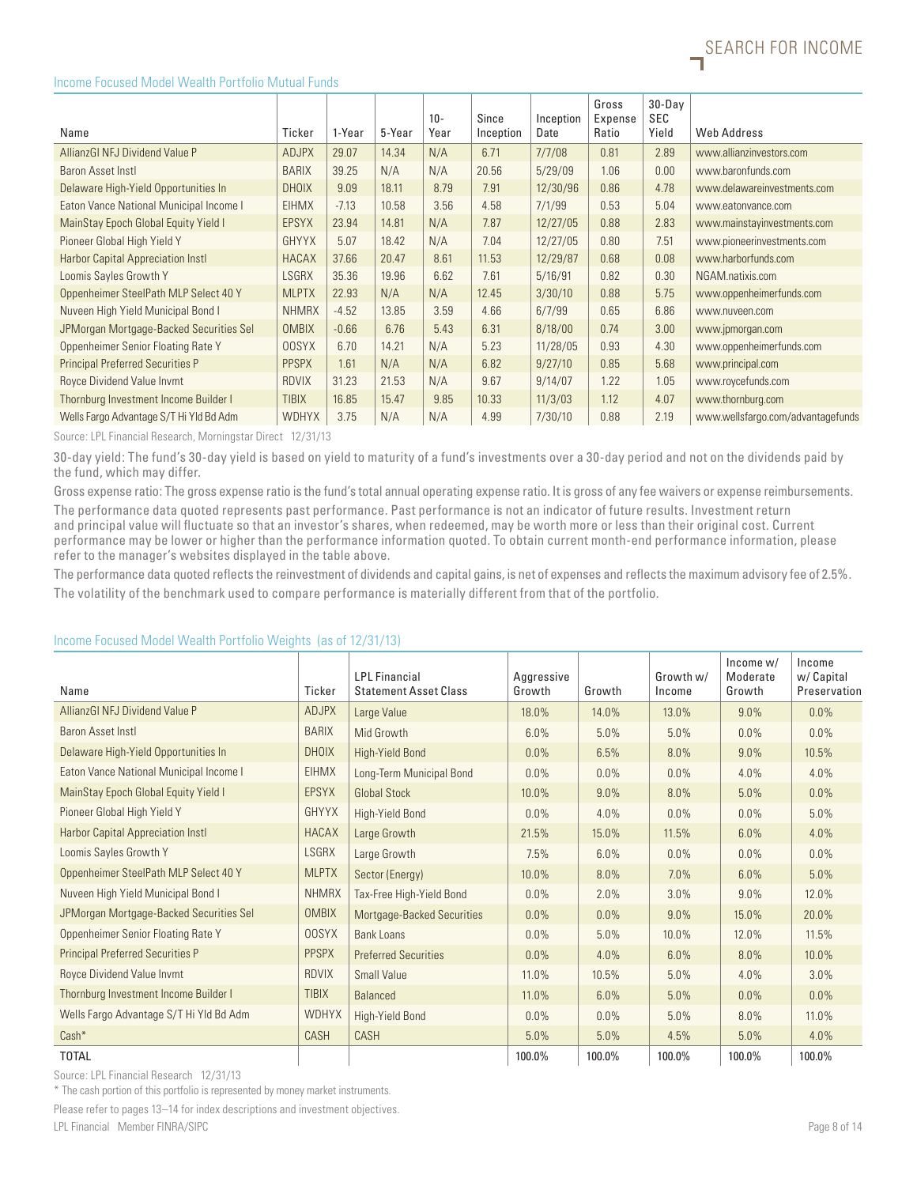### Income Focused Model Wealth Portfolio Mutual Funds

| Name | Ticker | 1-Year | 5-Year | 10-Year | Since Inception | Inception Date | Gross Expense Ratio | 30-Day SEC Yield | Web Address |
|---|---|---|---|---|---|---|---|---|---|
| AllianzGI NFJ Dividend Value P | ADJPX | 29.07 | 14.34 | N/A | 6.71 | 7/7/08 | 0.81 | 2.89 | www.allianzinvestors.com |
| Baron Asset Instl | BARIX | 39.25 | N/A | N/A | 20.56 | 5/29/09 | 1.06 | 0.00 | www.baronfunds.com |
| Delaware High-Yield Opportunities In | DHOIX | 9.09 | 18.11 | 8.79 | 7.91 | 12/30/96 | 0.86 | 4.78 | www.delawareinvestments.com |
| Eaton Vance National Municipal Income I | EIHMX | -7.13 | 10.58 | 3.56 | 4.58 | 7/1/99 | 0.53 | 5.04 | www.eatonvance.com |
| MainStay Epoch Global Equity Yield I | EPSYX | 23.94 | 14.81 | N/A | 7.87 | 12/27/05 | 0.88 | 2.83 | www.mainstayinvestments.com |
| Pioneer Global High Yield Y | GHYYX | 5.07 | 18.42 | N/A | 7.04 | 12/27/05 | 0.80 | 7.51 | www.pioneerinvestments.com |
| Harbor Capital Appreciation Instl | HACAX | 37.66 | 20.47 | 8.61 | 11.53 | 12/29/87 | 0.68 | 0.08 | www.harborfunds.com |
| Loomis Sayles Growth Y | LSGRX | 35.36 | 19.96 | 6.62 | 7.61 | 5/16/91 | 0.82 | 0.30 | NGAM.natixis.com |
| Oppenheimer SteelPath MLP Select 40 Y | MLPTX | 22.93 | N/A | N/A | 12.45 | 3/30/10 | 0.88 | 5.75 | www.oppenheimerfunds.com |
| Nuveen High Yield Municipal Bond I | NHMRX | -4.52 | 13.85 | 3.59 | 4.66 | 6/7/99 | 0.65 | 6.86 | www.nuveen.com |
| JPMorgan Mortgage-Backed Securities Sel | OMBIX | -0.66 | 6.76 | 5.43 | 6.31 | 8/18/00 | 0.74 | 3.00 | www.jpmorgan.com |
| Oppenheimer Senior Floating Rate Y | OOSYX | 6.70 | 14.21 | N/A | 5.23 | 11/28/05 | 0.93 | 4.30 | www.oppenheimerfunds.com |
| Principal Preferred Securities P | PPSPX | 1.61 | N/A | N/A | 6.82 | 9/27/10 | 0.85 | 5.68 | www.principal.com |
| Royce Dividend Value Invmt | RDVIX | 31.23 | 21.53 | N/A | 9.67 | 9/14/07 | 1.22 | 1.05 | www.roycefunds.com |
| Thornburg Investment Income Builder I | TIBIX | 16.85 | 15.47 | 9.85 | 10.33 | 11/3/03 | 1.12 | 4.07 | www.thornburg.com |
| Wells Fargo Advantage S/T Hi Yld Bd Adm | WDHYX | 3.75 | N/A | N/A | 4.99 | 7/30/10 | 0.88 | 2.19 | www.wellsfargo.com/advantagefunds |

Source: LPL Financial Research, Morningstar Direct 12/31/13

30-day yield: The fund's 30-day yield is based on yield to maturity of a fund's investments over a 30-day period and not on the dividends paid by the fund, which may differ.

Gross expense ratio: The gross expense ratio is the fund's total annual operating expense ratio. It is gross of any fee waivers or expense reimbursements.

The performance data quoted represents past performance. Past performance is not an indicator of future results. Investment return and principal value will fluctuate so that an investor's shares, when redeemed, may be worth more or less than their original cost. Current performance may be lower or higher than the performance information quoted. To obtain current month-end performance information, please refer to the manager's websites displayed in the table above.

The performance data quoted reflects the reinvestment of dividends and capital gains, is net of expenses and reflects the maximum advisory fee of 2.5%.

The volatility of the benchmark used to compare performance is materially different from that of the portfolio.

### Income Focused Model Wealth Portfolio Weights (as of 12/31/13)

| Name | Ticker | LPL Financial Statement Asset Class | Aggressive Growth | Growth | Growth w/ Income | Income w/ Moderate Growth | Income w/ Capital Preservation |
|---|---|---|---|---|---|---|---|
| AllianzGI NFJ Dividend Value P | ADJPX | Large Value | 18.0% | 14.0% | 13.0% | 9.0% | 0.0% |
| Baron Asset Instl | BARIX | Mid Growth | 6.0% | 5.0% | 5.0% | 0.0% | 0.0% |
| Delaware High-Yield Opportunities In | DHOIX | High-Yield Bond | 0.0% | 6.5% | 8.0% | 9.0% | 10.5% |
| Eaton Vance National Municipal Income I | EIHMX | Long-Term Municipal Bond | 0.0% | 0.0% | 0.0% | 4.0% | 4.0% |
| MainStay Epoch Global Equity Yield I | EPSYX | Global Stock | 10.0% | 9.0% | 8.0% | 5.0% | 0.0% |
| Pioneer Global High Yield Y | GHYYX | High-Yield Bond | 0.0% | 4.0% | 0.0% | 0.0% | 5.0% |
| Harbor Capital Appreciation Instl | HACAX | Large Growth | 21.5% | 15.0% | 11.5% | 6.0% | 4.0% |
| Loomis Sayles Growth Y | LSGRX | Large Growth | 7.5% | 6.0% | 0.0% | 0.0% | 0.0% |
| Oppenheimer SteelPath MLP Select 40 Y | MLPTX | Sector (Energy) | 10.0% | 8.0% | 7.0% | 6.0% | 5.0% |
| Nuveen High Yield Municipal Bond I | NHMRX | Tax-Free High-Yield Bond | 0.0% | 2.0% | 3.0% | 9.0% | 12.0% |
| JPMorgan Mortgage-Backed Securities Sel | OMBIX | Mortgage-Backed Securities | 0.0% | 0.0% | 9.0% | 15.0% | 20.0% |
| Oppenheimer Senior Floating Rate Y | OOSYX | Bank Loans | 0.0% | 5.0% | 10.0% | 12.0% | 11.5% |
| Principal Preferred Securities P | PPSPX | Preferred Securities | 0.0% | 4.0% | 6.0% | 8.0% | 10.0% |
| Royce Dividend Value Invmt | RDVIX | Small Value | 11.0% | 10.5% | 5.0% | 4.0% | 3.0% |
| Thornburg Investment Income Builder I | TIBIX | Balanced | 11.0% | 6.0% | 5.0% | 0.0% | 0.0% |
| Wells Fargo Advantage S/T Hi Yld Bd Adm | WDHYX | High-Yield Bond | 0.0% | 0.0% | 5.0% | 8.0% | 11.0% |
| Cash* | CASH | CASH | 5.0% | 5.0% | 4.5% | 5.0% | 4.0% |
| TOTAL | | | 100.0% | 100.0% | 100.0% | 100.0% | 100.0% |

Source: LPL Financial Research 12/31/13

* The cash portion of this portfolio is represented by money market instruments.

Please refer to pages 13–14 for index descriptions and investment objectives.

LPL Financial Member FINRA/SIPC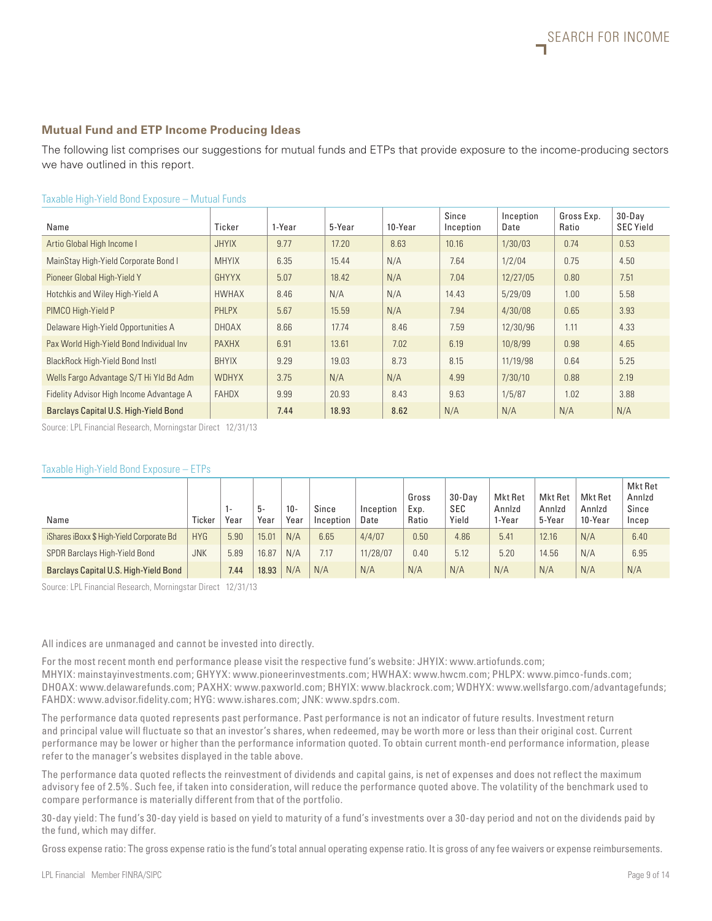### Mutual Fund and ETP Income Producing Ideas

The following list comprises our suggestions for mutual funds and ETPs that provide exposure to the income-producing sectors we have outlined in this report.

Taxable High-Yield Bond Exposure – Mutual Funds

| Name | Ticker | 1-Year | 5-Year | 10-Year | Since Inception | Inception Date | Gross Exp. Ratio | 30-Day SEC Yield |
|---|---|---|---|---|---|---|---|---|
| Artio Global High Income I | JHYIX | 9.77 | 17.20 | 8.63 | 10.16 | 1/30/03 | 0.74 | 0.53 |
| MainStay High-Yield Corporate Bond I | MHYIX | 6.35 | 15.44 | N/A | 7.64 | 1/2/04 | 0.75 | 4.50 |
| Pioneer Global High-Yield Y | GHYYX | 5.07 | 18.42 | N/A | 7.04 | 12/27/05 | 0.80 | 7.51 |
| Hotchkis and Wiley High-Yield A | HWHAX | 8.46 | N/A | N/A | 14.43 | 5/29/09 | 1.00 | 5.58 |
| PIMCO High-Yield P | PHLPX | 5.67 | 15.59 | N/A | 7.94 | 4/30/08 | 0.65 | 3.93 |
| Delaware High-Yield Opportunities A | DHOAX | 8.66 | 17.74 | 8.46 | 7.59 | 12/30/96 | 1.11 | 4.33 |
| Pax World High-Yield Bond Individual Inv | PAXHX | 6.91 | 13.61 | 7.02 | 6.19 | 10/8/99 | 0.98 | 4.65 |
| BlackRock High-Yield Bond Instl | BHYIX | 9.29 | 19.03 | 8.73 | 8.15 | 11/19/98 | 0.64 | 5.25 |
| Wells Fargo Advantage S/T Hi Yld Bd Adm | WDHYX | 3.75 | N/A | N/A | 4.99 | 7/30/10 | 0.88 | 2.19 |
| Fidelity Advisor High Income Advantage A | FAHDX | 9.99 | 20.93 | 8.43 | 9.63 | 1/5/87 | 1.02 | 3.88 |
| **Barclays Capital U.S. High-Yield Bond** | | **7.44** | **18.93** | **8.62** | N/A | N/A | N/A | N/A |

Source: LPL Financial Research, Morningstar Direct 12/31/13

Taxable High-Yield Bond Exposure – ETPs

| Name | Ticker | 1-Year | 5-Year | 10-Year | Since Inception | Inception Date | Gross Exp. Ratio | 30-Day SEC Yield | Mkt Ret Annlzd 1-Year | Mkt Ret Annlzd 5-Year | Mkt Ret Annlzd 10-Year | Mkt Ret Annlzd Since Incep |
|---|---|---|---|---|---|---|---|---|---|---|---|---|
| iShares iBoxx $ High-Yield Corporate Bd | HYG | 5.90 | 15.01 | N/A | 6.65 | 4/4/07 | 0.50 | 4.86 | 5.41 | 12.16 | N/A | 6.40 |
| SPDR Barclays High-Yield Bond | JNK | 5.89 | 16.87 | N/A | 7.17 | 11/28/07 | 0.40 | 5.12 | 5.20 | 14.56 | N/A | 6.95 |
| **Barclays Capital U.S. High-Yield Bond** | | **7.44** | **18.93** | N/A | N/A | N/A | N/A | N/A | N/A | N/A | N/A | N/A |

Source: LPL Financial Research, Morningstar Direct 12/31/13

All indices are unmanaged and cannot be invested into directly.

For the most recent month end performance please visit the respective fund's website: JHYIX: www.artiofunds.com; MHYIX: mainstayinvestments.com; GHYYX: www.pioneerinvestments.com; HWHAX: www.hwcm.com; PHLPX: www.pimco-funds.com; DHOAX: www.delawarefunds.com; PAXHX: www.paxworld.com; BHYIX: www.blackrock.com; WDHYX: www.wellsfargo.com/advantagefunds; FAHDX: www.advisor.fidelity.com; HYG: www.ishares.com; JNK: www.spdrs.com.

The performance data quoted represents past performance. Past performance is not an indicator of future results. Investment return and principal value will fluctuate so that an investor's shares, when redeemed, may be worth more or less than their original cost. Current performance may be lower or higher than the performance information quoted. To obtain current month-end performance information, please refer to the manager's websites displayed in the table above.

The performance data quoted reflects the reinvestment of dividends and capital gains, is net of expenses and does not reflect the maximum advisory fee of 2.5%. Such fee, if taken into consideration, will reduce the performance quoted above. The volatility of the benchmark used to compare performance is materially different from that of the portfolio.

30-day yield: The fund's 30-day yield is based on yield to maturity of a fund's investments over a 30-day period and not on the dividends paid by the fund, which may differ.

Gross expense ratio: The gross expense ratio is the fund's total annual operating expense ratio. It is gross of any fee waivers or expense reimbursements.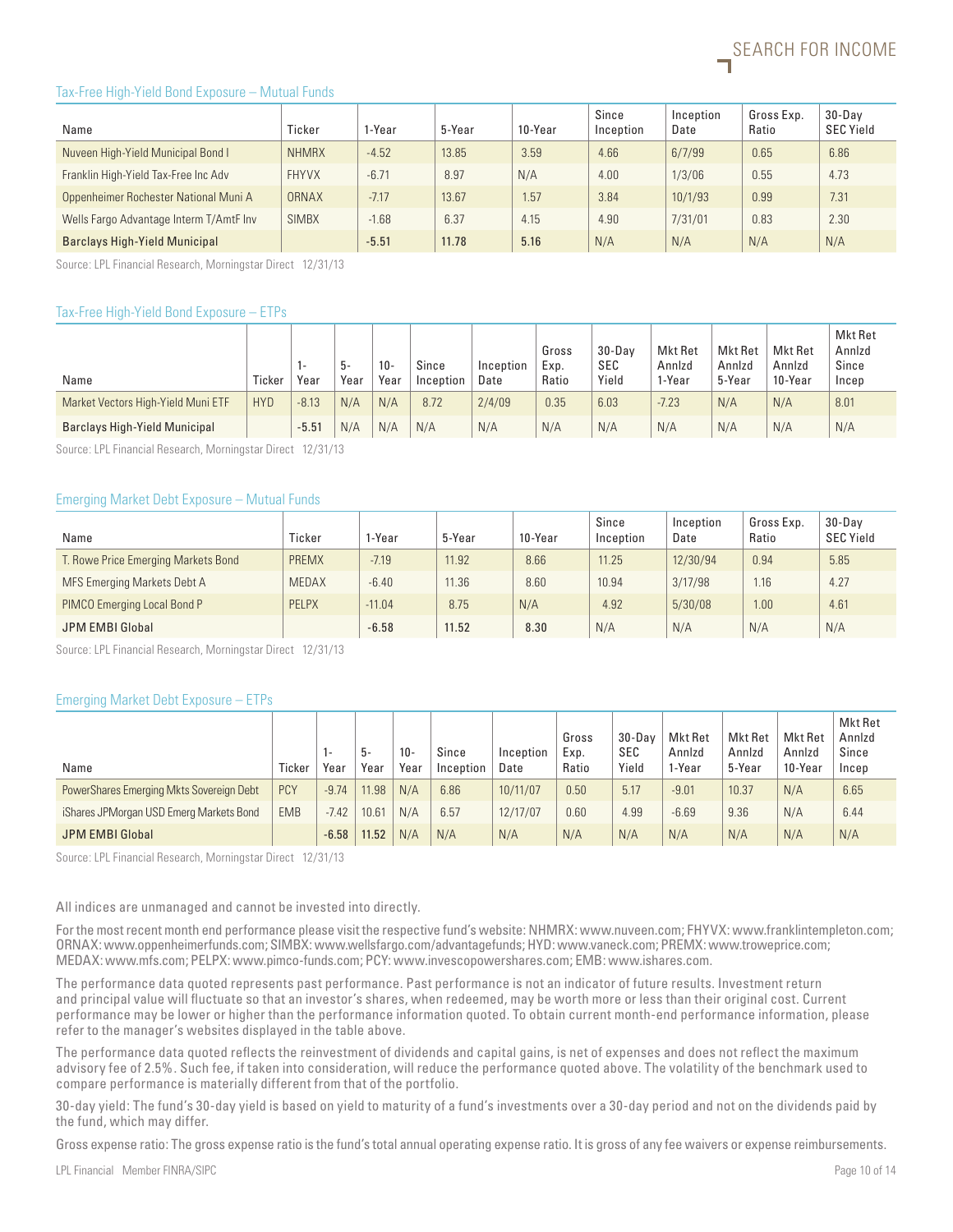### Tax-Free High-Yield Bond Exposure – Mutual Funds

| Name | Ticker | 1-Year | 5-Year | 10-Year | Since Inception | Inception Date | Gross Exp. Ratio | 30-Day SEC Yield |
|---|---|---|---|---|---|---|---|---|
| Nuveen High-Yield Municipal Bond I | NHMRX | -4.52 | 13.85 | 3.59 | 4.66 | 6/7/99 | 0.65 | 6.86 |
| Franklin High-Yield Tax-Free Inc Adv | FHYVX | -6.71 | 8.97 | N/A | 4.00 | 1/3/06 | 0.55 | 4.73 |
| Oppenheimer Rochester National Muni A | ORNAX | -7.17 | 13.67 | 1.57 | 3.84 | 10/1/93 | 0.99 | 7.31 |
| Wells Fargo Advantage Interm T/AmtF Inv | SIMBX | -1.68 | 6.37 | 4.15 | 4.90 | 7/31/01 | 0.83 | 2.30 |
| **Barclays High-Yield Municipal** | | **-5.51** | **11.78** | **5.16** | N/A | N/A | N/A | N/A |

Source: LPL Financial Research, Morningstar Direct 12/31/13

### Tax-Free High-Yield Bond Exposure – ETPs

| Name | Ticker | 1-Year | 5-Year | 10-Year | Since Inception | Inception Date | Gross Exp. Ratio | 30-Day SEC Yield | Mkt Ret Annlzd 1-Year | Mkt Ret Annlzd 5-Year | Mkt Ret Annlzd 10-Year | Mkt Ret Annlzd Since Incep |
|---|---|---|---|---|---|---|---|---|---|---|---|---|
| Market Vectors High-Yield Muni ETF | HYD | -8.13 | N/A | N/A | 8.72 | 2/4/09 | 0.35 | 6.03 | -7.23 | N/A | N/A | 8.01 |
| **Barclays High-Yield Municipal** | | **-5.51** | N/A | N/A | N/A | N/A | N/A | N/A | N/A | N/A | N/A | N/A |

Source: LPL Financial Research, Morningstar Direct 12/31/13

### Emerging Market Debt Exposure – Mutual Funds

| Name | Ticker | 1-Year | 5-Year | 10-Year | Since Inception | Inception Date | Gross Exp. Ratio | 30-Day SEC Yield |
|---|---|---|---|---|---|---|---|---|
| T. Rowe Price Emerging Markets Bond | PREMX | -7.19 | 11.92 | 8.66 | 11.25 | 12/30/94 | 0.94 | 5.85 |
| MFS Emerging Markets Debt A | MEDAX | -6.40 | 11.36 | 8.60 | 10.94 | 3/17/98 | 1.16 | 4.27 |
| PIMCO Emerging Local Bond P | PELPX | -11.04 | 8.75 | N/A | 4.92 | 5/30/08 | 1.00 | 4.61 |
| **JPM EMBI Global** | | **-6.58** | **11.52** | **8.30** | N/A | N/A | N/A | N/A |

Source: LPL Financial Research, Morningstar Direct 12/31/13

### Emerging Market Debt Exposure – ETPs

| Name | Ticker | 1-Year | 5-Year | 10-Year | Since Inception | Inception Date | Gross Exp. Ratio | 30-Day SEC Yield | Mkt Ret Annlzd 1-Year | Mkt Ret Annlzd 5-Year | Mkt Ret Annlzd 10-Year | Mkt Ret Annlzd Since Incep |
|---|---|---|---|---|---|---|---|---|---|---|---|---|
| PowerShares Emerging Mkts Sovereign Debt | PCY | -9.74 | 11.98 | N/A | 6.86 | 10/11/07 | 0.50 | 5.17 | -9.01 | 10.37 | N/A | 6.65 |
| iShares JPMorgan USD Emerg Markets Bond | EMB | -7.42 | 10.61 | N/A | 6.57 | 12/17/07 | 0.60 | 4.99 | -6.69 | 9.36 | N/A | 6.44 |
| **JPM EMBI Global** | | **-6.58** | **11.52** | N/A | N/A | N/A | N/A | N/A | N/A | N/A | N/A | N/A |

Source: LPL Financial Research, Morningstar Direct 12/31/13

All indices are unmanaged and cannot be invested into directly.

For the most recent month end performance please visit the respective fund's website: NHMRX: www.nuveen.com; FHYVX: www.franklintempleton.com; ORNAX: www.oppenheimerfunds.com; SIMBX: www.wellsfargo.com/advantagefunds; HYD: www.vaneck.com; PREMX: www.troweprice.com; MEDAX: www.mfs.com; PELPX: www.pimco-funds.com; PCY: www.invescopowershares.com; EMB: www.ishares.com.

The performance data quoted represents past performance. Past performance is not an indicator of future results. Investment return and principal value will fluctuate so that an investor's shares, when redeemed, may be worth more or less than their original cost. Current performance may be lower or higher than the performance information quoted. To obtain current month-end performance information, please refer to the manager's websites displayed in the table above.

The performance data quoted reflects the reinvestment of dividends and capital gains, is net of expenses and does not reflect the maximum advisory fee of 2.5%. Such fee, if taken into consideration, will reduce the performance quoted above. The volatility of the benchmark used to compare performance is materially different from that of the portfolio.

30-day yield: The fund's 30-day yield is based on yield to maturity of a fund's investments over a 30-day period and not on the dividends paid by the fund, which may differ.

Gross expense ratio: The gross expense ratio is the fund's total annual operating expense ratio. It is gross of any fee waivers or expense reimbursements.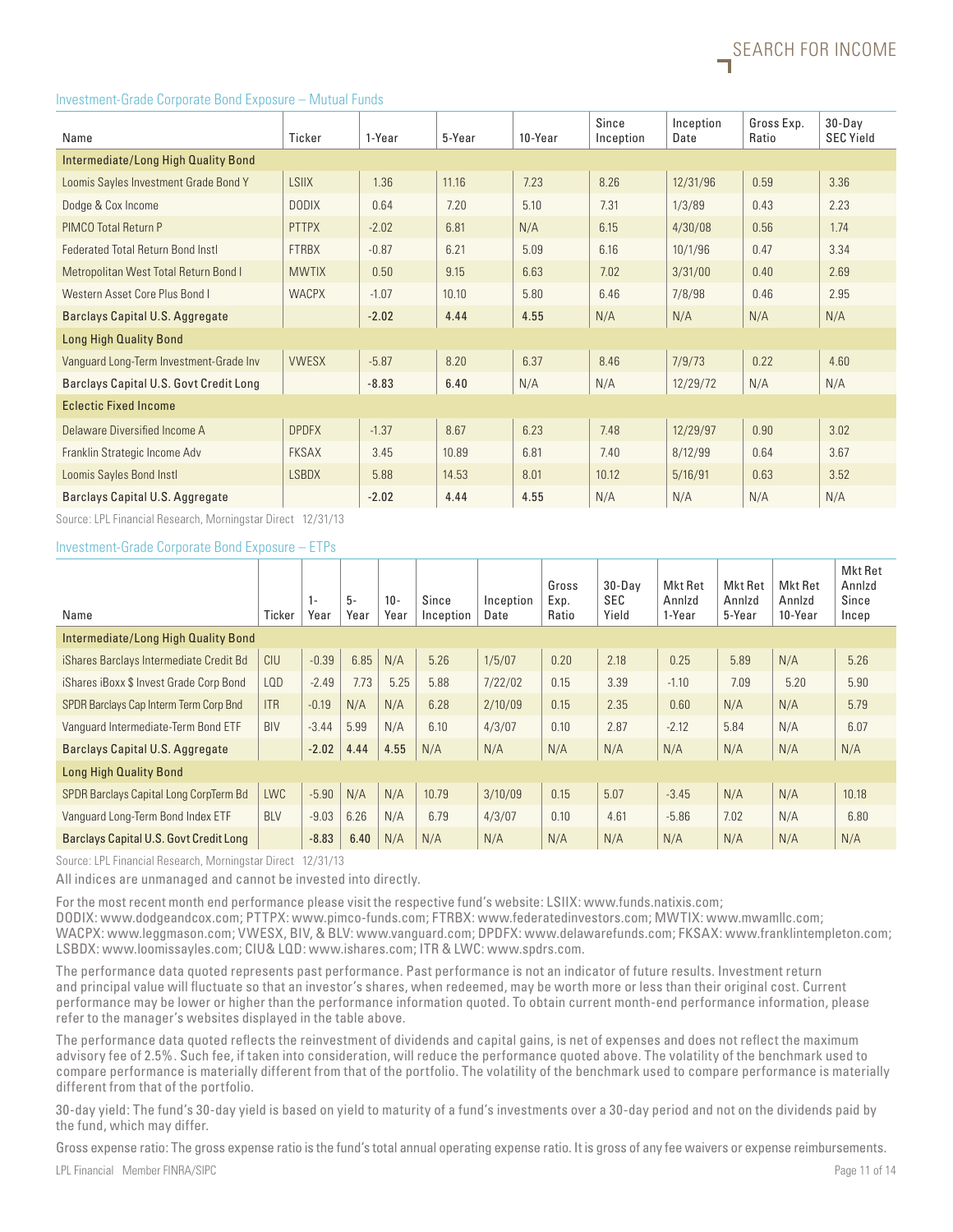### Investment-Grade Corporate Bond Exposure – Mutual Funds

| Name | Ticker | 1-Year | 5-Year | 10-Year | Since Inception | Inception Date | Gross Exp. Ratio | 30-Day SEC Yield |
|---|---|---|---|---|---|---|---|---|
| **Intermediate/Long High Quality Bond** | | | | | | | | |
| Loomis Sayles Investment Grade Bond Y | LSIIX | 1.36 | 11.16 | 7.23 | 8.26 | 12/31/96 | 0.59 | 3.36 |
| Dodge & Cox Income | DODIX | 0.64 | 7.20 | 5.10 | 7.31 | 1/3/89 | 0.43 | 2.23 |
| PIMCO Total Return P | PTTPX | -2.02 | 6.81 | N/A | 6.15 | 4/30/08 | 0.56 | 1.74 |
| Federated Total Return Bond Instl | FTRBX | -0.87 | 6.21 | 5.09 | 6.16 | 10/1/96 | 0.47 | 3.34 |
| Metropolitan West Total Return Bond I | MWTIX | 0.50 | 9.15 | 6.63 | 7.02 | 3/31/00 | 0.40 | 2.69 |
| Western Asset Core Plus Bond I | WACPX | -1.07 | 10.10 | 5.80 | 6.46 | 7/8/98 | 0.46 | 2.95 |
| **Barclays Capital U.S. Aggregate** | | **-2.02** | **4.44** | **4.55** | N/A | N/A | N/A | N/A |
| **Long High Quality Bond** | | | | | | | | |
| Vanguard Long-Term Investment-Grade Inv | VWESX | -5.87 | 8.20 | 6.37 | 8.46 | 7/9/73 | 0.22 | 4.60 |
| **Barclays Capital U.S. Govt Credit Long** | | **-8.83** | **6.40** | N/A | N/A | 12/29/72 | N/A | N/A |
| **Eclectic Fixed Income** | | | | | | | | |
| Delaware Diversified Income A | DPDFX | -1.37 | 8.67 | 6.23 | 7.48 | 12/29/97 | 0.90 | 3.02 |
| Franklin Strategic Income Adv | FKSAX | 3.45 | 10.89 | 6.81 | 7.40 | 8/12/99 | 0.64 | 3.67 |
| Loomis Sayles Bond Instl | LSBDX | 5.88 | 14.53 | 8.01 | 10.12 | 5/16/91 | 0.63 | 3.52 |
| **Barclays Capital U.S. Aggregate** | | **-2.02** | **4.44** | **4.55** | N/A | N/A | N/A | N/A |

Source: LPL Financial Research, Morningstar Direct 12/31/13

### Investment-Grade Corporate Bond Exposure – ETPs

| Name | Ticker | 1-Year | 5-Year | 10-Year | Since Inception | Inception Date | Gross Exp. Ratio | 30-Day SEC Yield | Mkt Ret Annlzd 1-Year | Mkt Ret Annlzd 5-Year | Mkt Ret Annlzd 10-Year | Mkt Ret Annlzd Since Incep |
|---|---|---|---|---|---|---|---|---|---|---|---|---|
| **Intermediate/Long High Quality Bond** | | | | | | | | | | | | |
| iShares Barclays Intermediate Credit Bd | CIU | -0.39 | 6.85 | N/A | 5.26 | 1/5/07 | 0.20 | 2.18 | 0.25 | 5.89 | N/A | 5.26 |
| iShares iBoxx $ Invest Grade Corp Bond | LQD | -2.49 | 7.73 | 5.25 | 5.88 | 7/22/02 | 0.15 | 3.39 | -1.10 | 7.09 | 5.20 | 5.90 |
| SPDR Barclays Cap Interm Term Corp Bnd | ITR | -0.19 | N/A | N/A | 6.28 | 2/10/09 | 0.15 | 2.35 | 0.60 | N/A | N/A | 5.79 |
| Vanguard Intermediate-Term Bond ETF | BIV | -3.44 | 5.99 | N/A | 6.10 | 4/3/07 | 0.10 | 2.87 | -2.12 | 5.84 | N/A | 6.07 |
| **Barclays Capital U.S. Aggregate** | | **-2.02** | **4.44** | **4.55** | N/A | N/A | N/A | N/A | N/A | N/A | N/A | N/A |
| **Long High Quality Bond** | | | | | | | | | | | | |
| SPDR Barclays Capital Long CorpTerm Bd | LWC | -5.90 | N/A | N/A | 10.79 | 3/10/09 | 0.15 | 5.07 | -3.45 | N/A | N/A | 10.18 |
| Vanguard Long-Term Bond Index ETF | BLV | -9.03 | 6.26 | N/A | 6.79 | 4/3/07 | 0.10 | 4.61 | -5.86 | 7.02 | N/A | 6.80 |
| **Barclays Capital U.S. Govt Credit Long** | | **-8.83** | **6.40** | N/A | N/A | N/A | N/A | N/A | N/A | N/A | N/A | N/A |

Source: LPL Financial Research, Morningstar Direct 12/31/13

All indices are unmanaged and cannot be invested into directly.

For the most recent month end performance please visit the respective fund's website: LSIIX: www.funds.natixis.com; DODIX: www.dodgeandcox.com; PTTPX: www.pimco-funds.com; FTRBX: www.federatedinvestors.com; MWTIX: www.mwamllc.com; WACPX: www.leggmason.com; VWESX, BIV, & BLV: www.vanguard.com; DPDFX: www.delawarefunds.com; FKSAX: www.franklintempleton.com; LSBDX: www.loomissayles.com; CIU& LQD: www.ishares.com; ITR & LWC: www.spdrs.com.

The performance data quoted represents past performance. Past performance is not an indicator of future results. Investment return and principal value will fluctuate so that an investor's shares, when redeemed, may be worth more or less than their original cost. Current performance may be lower or higher than the performance information quoted. To obtain current month-end performance information, please refer to the manager's websites displayed in the table above.

The performance data quoted reflects the reinvestment of dividends and capital gains, is net of expenses and does not reflect the maximum advisory fee of 2.5%. Such fee, if taken into consideration, will reduce the performance quoted above. The volatility of the benchmark used to compare performance is materially different from that of the portfolio. The volatility of the benchmark used to compare performance is materially different from that of the portfolio.

30-day yield: The fund's 30-day yield is based on yield to maturity of a fund's investments over a 30-day period and not on the dividends paid by the fund, which may differ.

Gross expense ratio: The gross expense ratio is the fund's total annual operating expense ratio. It is gross of any fee waivers or expense reimbursements.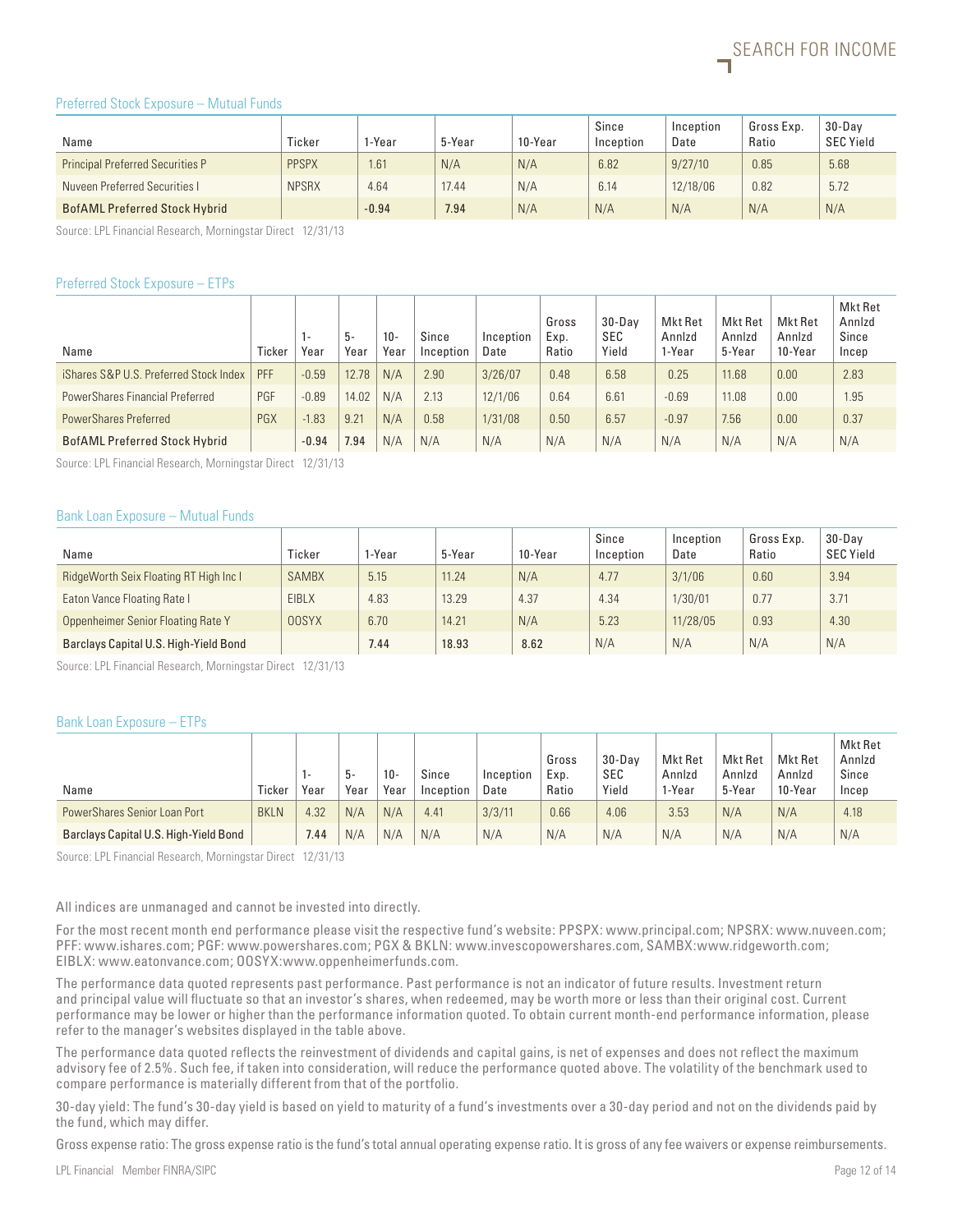### Preferred Stock Exposure – Mutual Funds

| Name | Ticker | 1-Year | 5-Year | 10-Year | Since Inception | Inception Date | Gross Exp. Ratio | 30-Day SEC Yield |
|---|---|---|---|---|---|---|---|---|
| Principal Preferred Securities P | PPSPX | 1.61 | N/A | N/A | 6.82 | 9/27/10 | 0.85 | 5.68 |
| Nuveen Preferred Securities I | NPSRX | 4.64 | 17.44 | N/A | 6.14 | 12/18/06 | 0.82 | 5.72 |
| **BofAML Preferred Stock Hybrid** | | **-0.94** | **7.94** | N/A | N/A | N/A | N/A | N/A |

Source: LPL Financial Research, Morningstar Direct 12/31/13

### Preferred Stock Exposure – ETPs

| Name | Ticker | 1-Year | 5-Year | 10-Year | Since Inception | Inception Date | Gross Exp. Ratio | 30-Day SEC Yield | Mkt Ret Annlzd 1-Year | Mkt Ret Annlzd 5-Year | Mkt Ret Annlzd 10-Year | Mkt Ret Annlzd Since Incep |
|---|---|---|---|---|---|---|---|---|---|---|---|---|
| iShares S&P U.S. Preferred Stock Index | PFF | -0.59 | 12.78 | N/A | 2.90 | 3/26/07 | 0.48 | 6.58 | 0.25 | 11.68 | 0.00 | 2.83 |
| PowerShares Financial Preferred | PGF | -0.89 | 14.02 | N/A | 2.13 | 12/1/06 | 0.64 | 6.61 | -0.69 | 11.08 | 0.00 | 1.95 |
| PowerShares Preferred | PGX | -1.83 | 9.21 | N/A | 0.58 | 1/31/08 | 0.50 | 6.57 | -0.97 | 7.56 | 0.00 | 0.37 |
| **BofAML Preferred Stock Hybrid** | | **-0.94** | **7.94** | N/A | N/A | N/A | N/A | N/A | N/A | N/A | N/A | N/A |

Source: LPL Financial Research, Morningstar Direct 12/31/13

### Bank Loan Exposure – Mutual Funds

| Name | Ticker | 1-Year | 5-Year | 10-Year | Since Inception | Inception Date | Gross Exp. Ratio | 30-Day SEC Yield |
|---|---|---|---|---|---|---|---|---|
| RidgeWorth Seix Floating RT High Inc I | SAMBX | 5.15 | 11.24 | N/A | 4.77 | 3/1/06 | 0.60 | 3.94 |
| Eaton Vance Floating Rate I | EIBLX | 4.83 | 13.29 | 4.37 | 4.34 | 1/30/01 | 0.77 | 3.71 |
| Oppenheimer Senior Floating Rate Y | OOSYX | 6.70 | 14.21 | N/A | 5.23 | 11/28/05 | 0.93 | 4.30 |
| **Barclays Capital U.S. High-Yield Bond** | | **7.44** | **18.93** | **8.62** | N/A | N/A | N/A | N/A |

Source: LPL Financial Research, Morningstar Direct 12/31/13

### Bank Loan Exposure – ETPs

| Name | Ticker | 1-Year | 5-Year | 10-Year | Since Inception | Inception Date | Gross Exp. Ratio | 30-Day SEC Yield | Mkt Ret Annlzd 1-Year | Mkt Ret Annlzd 5-Year | Mkt Ret Annlzd 10-Year | Mkt Ret Annlzd Since Incep |
|---|---|---|---|---|---|---|---|---|---|---|---|---|
| PowerShares Senior Loan Port | BKLN | 4.32 | N/A | N/A | 4.41 | 3/3/11 | 0.66 | 4.06 | 3.53 | N/A | N/A | 4.18 |
| **Barclays Capital U.S. High-Yield Bond** | | **7.44** | N/A | N/A | N/A | N/A | N/A | N/A | N/A | N/A | N/A | N/A |

Source: LPL Financial Research, Morningstar Direct 12/31/13

All indices are unmanaged and cannot be invested into directly.

For the most recent month end performance please visit the respective fund's website: PPSPX: www.principal.com; NPSRX: www.nuveen.com; PFF: www.ishares.com; PGF: www.powershares.com; PGX & BKLN: www.invescopowershares.com, SAMBX:www.ridgeworth.com; EIBLX: www.eatonvance.com; OOSYX:www.oppenheimerfunds.com.

The performance data quoted represents past performance. Past performance is not an indicator of future results. Investment return and principal value will fluctuate so that an investor's shares, when redeemed, may be worth more or less than their original cost. Current performance may be lower or higher than the performance information quoted. To obtain current month-end performance information, please refer to the manager's websites displayed in the table above.

The performance data quoted reflects the reinvestment of dividends and capital gains, is net of expenses and does not reflect the maximum advisory fee of 2.5%. Such fee, if taken into consideration, will reduce the performance quoted above. The volatility of the benchmark used to compare performance is materially different from that of the portfolio.

30-day yield: The fund's 30-day yield is based on yield to maturity of a fund's investments over a 30-day period and not on the dividends paid by the fund, which may differ.

Gross expense ratio: The gross expense ratio is the fund's total annual operating expense ratio. It is gross of any fee waivers or expense reimbursements.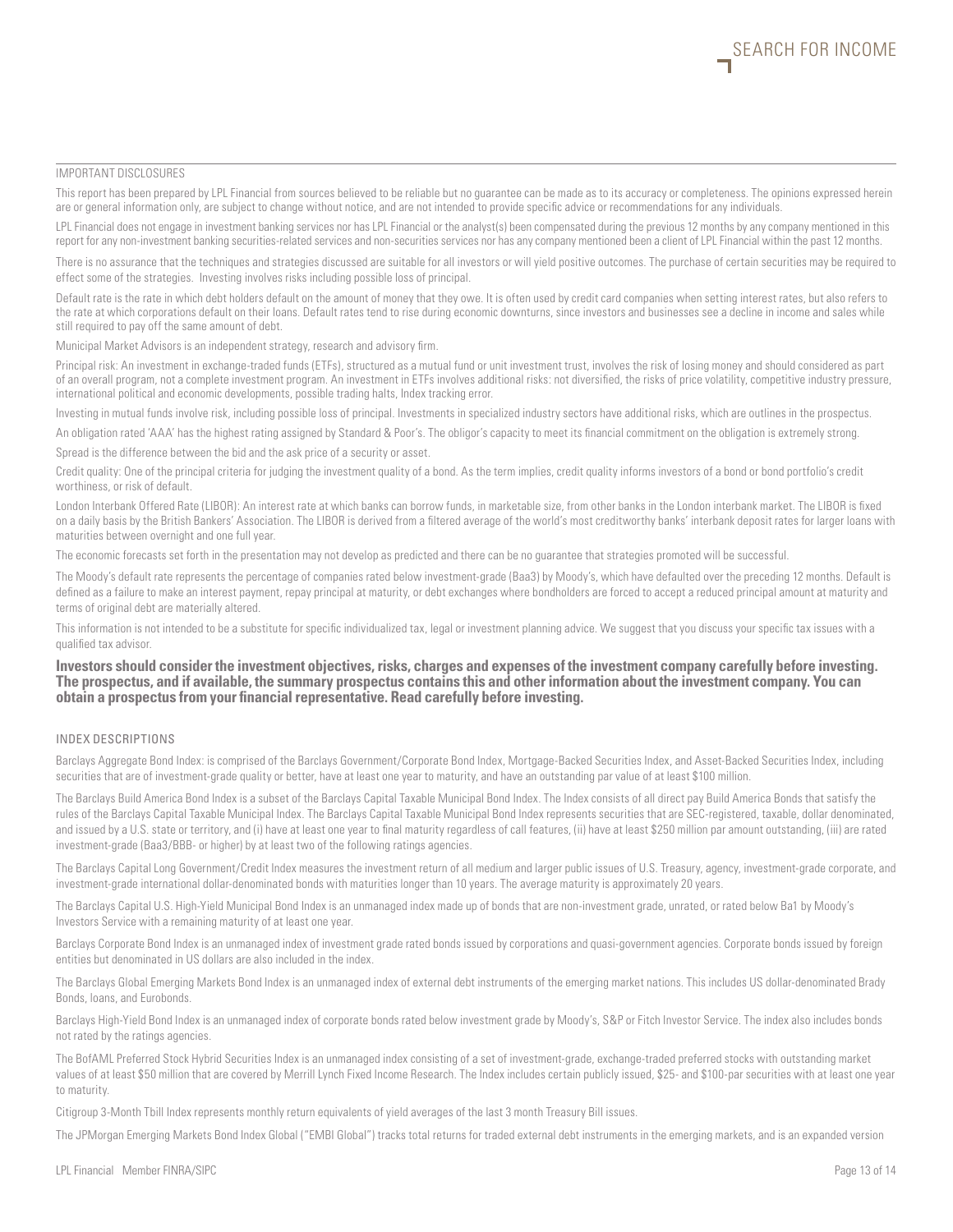## IMPORTANT DISCLOSURES

This report has been prepared by LPL Financial from sources believed to be reliable but no guarantee can be made as to its accuracy or completeness. The opinions expressed herein are or general information only, are subject to change without notice, and are not intended to provide specific advice or recommendations for any individuals.

LPL Financial does not engage in investment banking services nor has LPL Financial or the analyst(s) been compensated during the previous 12 months by any company mentioned in this report for any non-investment banking securities-related services and non-securities services nor has any company mentioned been a client of LPL Financial within the past 12 months.

There is no assurance that the techniques and strategies discussed are suitable for all investors or will yield positive outcomes. The purchase of certain securities may be required to effect some of the strategies. Investing involves risks including possible loss of principal.

Default rate is the rate in which debt holders default on the amount of money that they owe. It is often used by credit card companies when setting interest rates, but also refers to the rate at which corporations default on their loans. Default rates tend to rise during economic downturns, since investors and businesses see a decline in income and sales while still required to pay off the same amount of debt.

Municipal Market Advisors is an independent strategy, research and advisory firm.

Principal risk: An investment in exchange-traded funds (ETFs), structured as a mutual fund or unit investment trust, involves the risk of losing money and should considered as part of an overall program, not a complete investment program. An investment in ETFs involves additional risks: not diversified, the risks of price volatility, competitive industry pressure, international political and economic developments, possible trading halts, Index tracking error.

Investing in mutual funds involve risk, including possible loss of principal. Investments in specialized industry sectors have additional risks, which are outlines in the prospectus.

An obligation rated 'AAA' has the highest rating assigned by Standard & Poor's. The obligor's capacity to meet its financial commitment on the obligation is extremely strong.

Spread is the difference between the bid and the ask price of a security or asset.

Credit quality: One of the principal criteria for judging the investment quality of a bond. As the term implies, credit quality informs investors of a bond or bond portfolio's credit worthiness, or risk of default.

London Interbank Offered Rate (LIBOR): An interest rate at which banks can borrow funds, in marketable size, from other banks in the London interbank market. The LIBOR is fixed on a daily basis by the British Bankers' Association. The LIBOR is derived from a filtered average of the world's most creditworthy banks' interbank deposit rates for larger loans with maturities between overnight and one full year.

The economic forecasts set forth in the presentation may not develop as predicted and there can be no guarantee that strategies promoted will be successful.

The Moody's default rate represents the percentage of companies rated below investment-grade (Baa3) by Moody's, which have defaulted over the preceding 12 months. Default is defined as a failure to make an interest payment, repay principal at maturity, or debt exchanges where bondholders are forced to accept a reduced principal amount at maturity and terms of original debt are materially altered.

This information is not intended to be a substitute for specific individualized tax, legal or investment planning advice. We suggest that you discuss your specific tax issues with a qualified tax advisor.

**Investors should consider the investment objectives, risks, charges and expenses of the investment company carefully before investing. The prospectus, and if available, the summary prospectus contains this and other information about the investment company. You can obtain a prospectus from your financial representative. Read carefully before investing.**

## INDEX DESCRIPTIONS

Barclays Aggregate Bond Index: is comprised of the Barclays Government/Corporate Bond Index, Mortgage-Backed Securities Index, and Asset-Backed Securities Index, including securities that are of investment-grade quality or better, have at least one year to maturity, and have an outstanding par value of at least $100 million.

The Barclays Build America Bond Index is a subset of the Barclays Capital Taxable Municipal Bond Index. The Index consists of all direct pay Build America Bonds that satisfy the rules of the Barclays Capital Taxable Municipal Index. The Barclays Capital Taxable Municipal Bond Index represents securities that are SEC-registered, taxable, dollar denominated, and issued by a U.S. state or territory, and (i) have at least one year to final maturity regardless of call features, (ii) have at least $250 million par amount outstanding, (iii) are rated investment-grade (Baa3/BBB- or higher) by at least two of the following ratings agencies.

The Barclays Capital Long Government/Credit Index measures the investment return of all medium and larger public issues of U.S. Treasury, agency, investment-grade corporate, and investment-grade international dollar-denominated bonds with maturities longer than 10 years. The average maturity is approximately 20 years.

The Barclays Capital U.S. High-Yield Municipal Bond Index is an unmanaged index made up of bonds that are non-investment grade, unrated, or rated below Ba1 by Moody's Investors Service with a remaining maturity of at least one year.

Barclays Corporate Bond Index is an unmanaged index of investment grade rated bonds issued by corporations and quasi-government agencies. Corporate bonds issued by foreign entities but denominated in US dollars are also included in the index.

The Barclays Global Emerging Markets Bond Index is an unmanaged index of external debt instruments of the emerging market nations. This includes US dollar-denominated Brady Bonds, loans, and Eurobonds.

Barclays High-Yield Bond Index is an unmanaged index of corporate bonds rated below investment grade by Moody's, S&P or Fitch Investor Service. The index also includes bonds not rated by the ratings agencies.

The BofAML Preferred Stock Hybrid Securities Index is an unmanaged index consisting of a set of investment-grade, exchange-traded preferred stocks with outstanding market values of at least $50 million that are covered by Merrill Lynch Fixed Income Research. The Index includes certain publicly issued, $25- and $100-par securities with at least one year to maturity.

Citigroup 3-Month Tbill Index represents monthly return equivalents of yield averages of the last 3 month Treasury Bill issues.

The JPMorgan Emerging Markets Bond Index Global ("EMBI Global") tracks total returns for traded external debt instruments in the emerging markets, and is an expanded version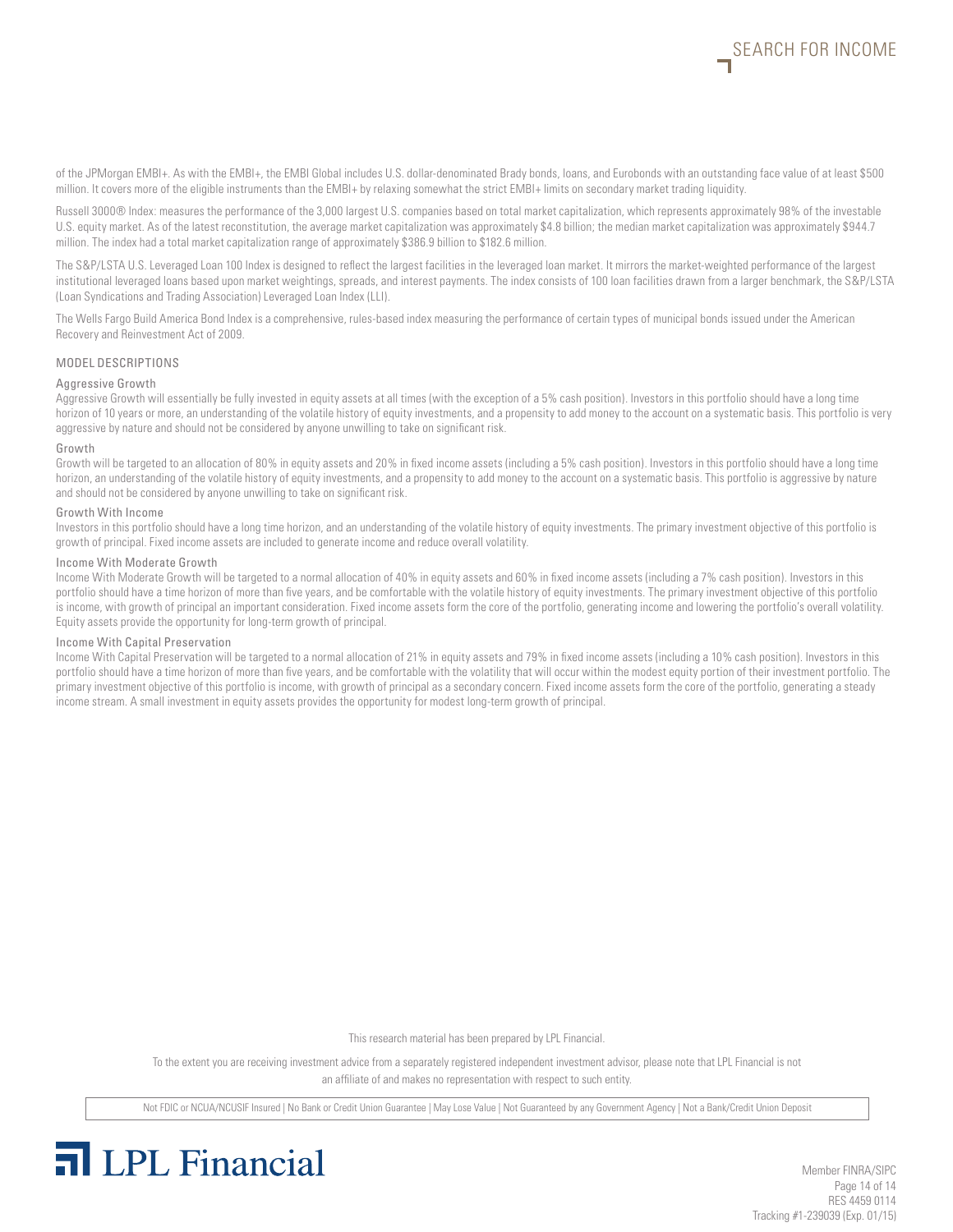of the JPMorgan EMBI+. As with the EMBI+, the EMBI Global includes U.S. dollar-denominated Brady bonds, loans, and Eurobonds with an outstanding face value of at least $500 million. It covers more of the eligible instruments than the EMBI+ by relaxing somewhat the strict EMBI+ limits on secondary market trading liquidity.

Russell 3000® Index: measures the performance of the 3,000 largest U.S. companies based on total market capitalization, which represents approximately 98% of the investable U.S. equity market. As of the latest reconstitution, the average market capitalization was approximately $4.8 billion; the median market capitalization was approximately $944.7 million. The index had a total market capitalization range of approximately $386.9 billion to $182.6 million.

The S&P/LSTA U.S. Leveraged Loan 100 Index is designed to reflect the largest facilities in the leveraged loan market. It mirrors the market-weighted performance of the largest institutional leveraged loans based upon market weightings, spreads, and interest payments. The index consists of 100 loan facilities drawn from a larger benchmark, the S&P/LSTA (Loan Syndications and Trading Association) Leveraged Loan Index (LLI).

The Wells Fargo Build America Bond Index is a comprehensive, rules-based index measuring the performance of certain types of municipal bonds issued under the American Recovery and Reinvestment Act of 2009.

## MODEL DESCRIPTIONS

### Aggressive Growth

Aggressive Growth will essentially be fully invested in equity assets at all times (with the exception of a 5% cash position). Investors in this portfolio should have a long time horizon of 10 years or more, an understanding of the volatile history of equity investments, and a propensity to add money to the account on a systematic basis. This portfolio is very aggressive by nature and should not be considered by anyone unwilling to take on significant risk.

### Growth

Growth will be targeted to an allocation of 80% in equity assets and 20% in fixed income assets (including a 5% cash position). Investors in this portfolio should have a long time horizon, an understanding of the volatile history of equity investments, and a propensity to add money to the account on a systematic basis. This portfolio is aggressive by nature and should not be considered by anyone unwilling to take on significant risk.

### Growth With Income

Investors in this portfolio should have a long time horizon, and an understanding of the volatile history of equity investments. The primary investment objective of this portfolio is growth of principal. Fixed income assets are included to generate income and reduce overall volatility.

### Income With Moderate Growth

Income With Moderate Growth will be targeted to a normal allocation of 40% in equity assets and 60% in fixed income assets (including a 7% cash position). Investors in this portfolio should have a time horizon of more than five years, and be comfortable with the volatile history of equity investments. The primary investment objective of this portfolio is income, with growth of principal an important consideration. Fixed income assets form the core of the portfolio, generating income and lowering the portfolio's overall volatility. Equity assets provide the opportunity for long-term growth of principal.

### Income With Capital Preservation

Income With Capital Preservation will be targeted to a normal allocation of 21% in equity assets and 79% in fixed income assets (including a 10% cash position). Investors in this portfolio should have a time horizon of more than five years, and be comfortable with the volatility that will occur within the modest equity portion of their investment portfolio. The primary investment objective of this portfolio is income, with growth of principal as a secondary concern. Fixed income assets form the core of the portfolio, generating a steady income stream. A small investment in equity assets provides the opportunity for modest long-term growth of principal.

This research material has been prepared by LPL Financial.

To the extent you are receiving investment advice from a separately registered independent investment advisor, please note that LPL Financial is not an affiliate of and makes no representation with respect to such entity.

Not FDIC or NCUA/NCUSIF Insured | No Bank or Credit Union Guarantee | May Lose Value | Not Guaranteed by any Government Agency | Not a Bank/Credit Union Deposit

LPL Financial

Member FINRA/SIPC

RES 4459 0114

Tracking #1-239039 (Exp. 01/15)